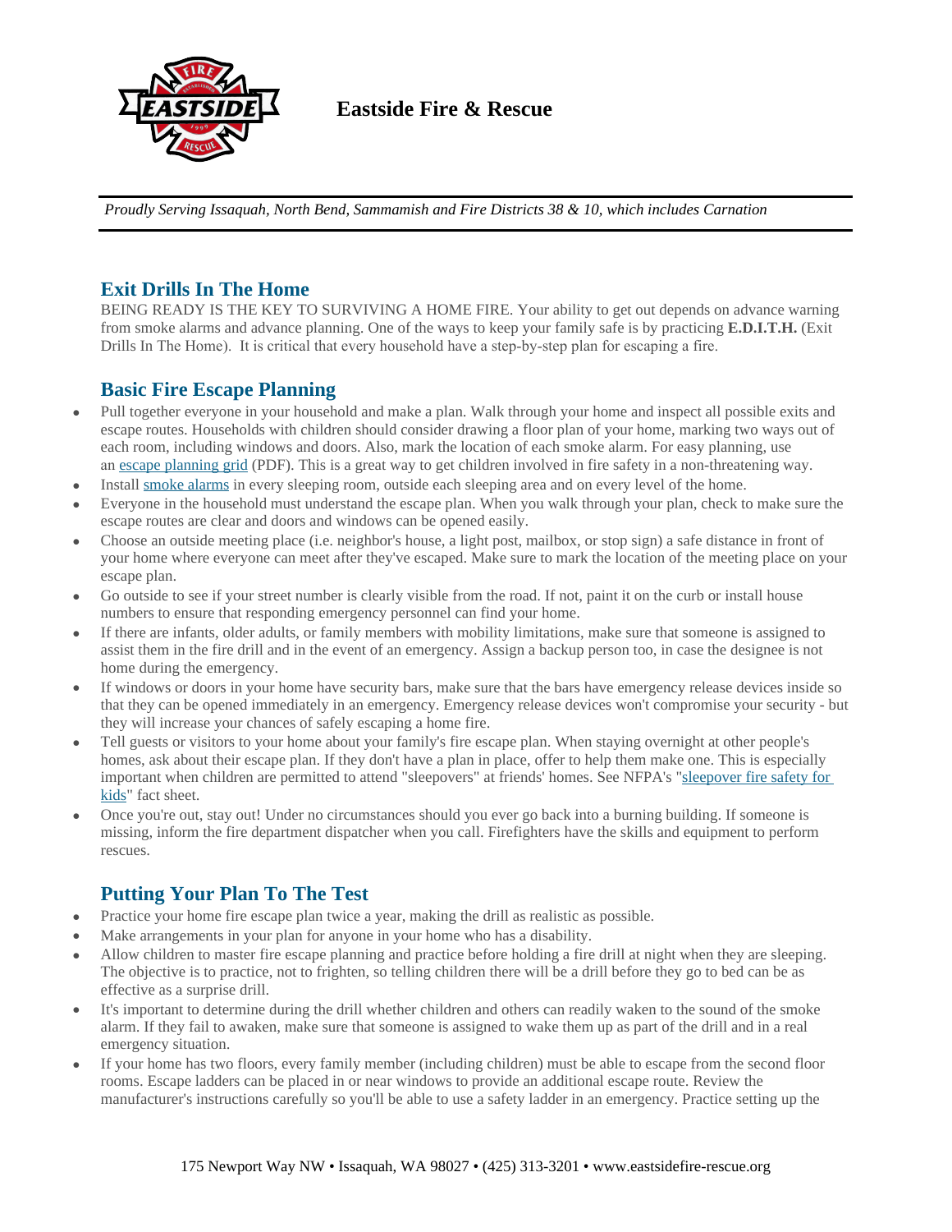# Eastside Fire & Rescue

*Proudly Serving Issaquah, North Bend, Sammamish and Fire Districts 38 & 10, which includes Carnation*

## Exit Drills In The Home

BEING READY IS THE KEY TO SURVIVING A HOME FIRE. Your ability to get out depends on advance warning from smoke alarms and advance planning. One of the ways to keep your family safe is by practicing **E.D.I.T.H.** (Exit Drills In The Home). It is critical that every household have a step-by-step plan for escaping a fire.

## Basic Fire Escape Planning

- Pull together everyone in your household and make a plan. Walk through your home and inspect all possible exits and escape routes. Households with children should consider drawing a floor plan of your home, marking two ways out of each room, including windows and doors. Also, mark the location of each smoke alarm. For easy planning, use an escape planning grid (PDF). This is a great way to get children involved in fire safety in a non-threatening way.
- Install smoke alarms in every sleeping room, outside each sleeping area and on every level of the home.
- Everyone in the household must understand the escape plan. When you walk through your plan, check to make sure the escape routes are clear and doors and windows can be opened easily.
- Choose an outside meeting place (i.e. neighbor's house, a light post, mailbox, or stop sign) a safe distance in front of your home where everyone can meet after they've escaped. Make sure to mark the location of the meeting place on your escape plan.
- Go outside to see if your street number is clearly visible from the road. If not, paint it on the curb or install house numbers to ensure that responding emergency personnel can find your home.
- If there are infants, older adults, or family members with mobility limitations, make sure that someone is assigned to assist them in the fire drill and in the event of an emergency. Assign a backup person too, in case the designee is not home during the emergency.
- If windows or doors in your home have security bars, make sure that the bars have emergency release devices inside so that they can be opened immediately in an emergency. Emergency release devices won't compromise your security - but they will increase your chances of safely escaping a home fire.
- Tell guests or visitors to your home about your family's fire escape plan. When staying overnight at other people's homes, ask about their escape plan. If they don't have a plan in place, offer to help them make one. This is especially important when children are permitted to attend "sleepovers" at friends' homes. See NFPA's "sleepover fire safety for kids" fact sheet.
- Once you're out, stay out! Under no circumstances should you ever go back into a burning building. If someone is missing, inform the fire department dispatcher when you call. Firefighters have the skills and equipment to perform rescues.

## Putting Your Plan To The Test

- Practice your home fire escape plan twice a year, making the drill as realistic as possible.
- Make arrangements in your plan for anyone in your home who has a disability.
- Allow children to master fire escape planning and practice before holding a fire drill at night when they are sleeping. The objective is to practice, not to frighten, so telling children there will be a drill before they go to bed can be as effective as a surprise drill.
- It's important to determine during the drill whether children and others can readily waken to the sound of the smoke alarm. If they fail to awaken, make sure that someone is assigned to wake them up as part of the drill and in a real emergency situation.
- If your home has two floors, every family member (including children) must be able to escape from the second floor rooms. Escape ladders can be placed in or near windows to provide an additional escape route. Review the manufacturer's instructions carefully so you'll be able to use a safety ladder in an emergency. Practice setting up the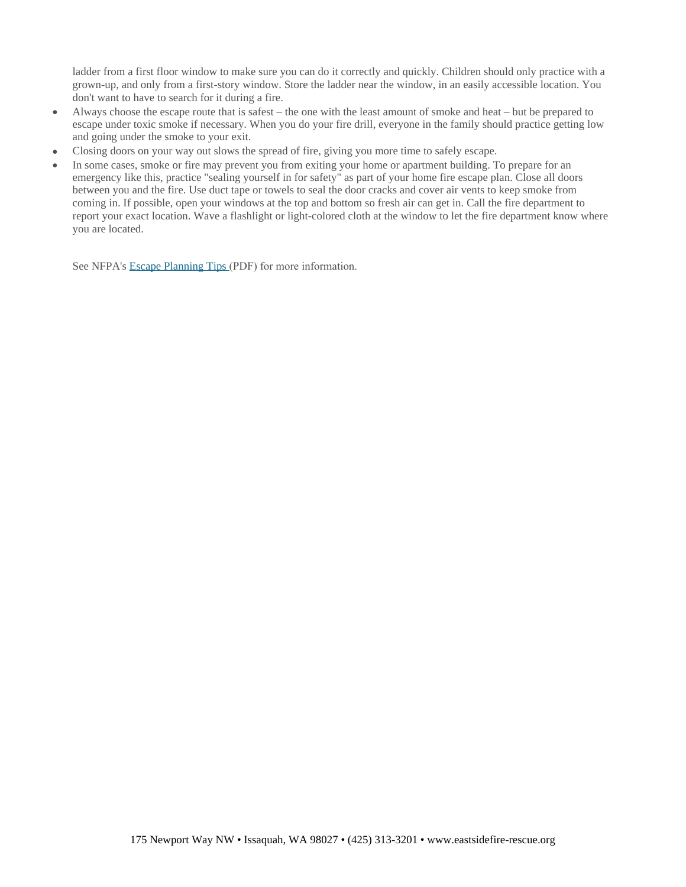ladder from a first floor window to make sure you can do it correctly and quickly. Children should only practice with a grown-up, and only from a first-story window. Store the ladder near the window, in an easily accessible location. You don't want to have to search for it during a fire.

- Always choose the escape route that is safest – the one with the least amount of smoke and heat – but be prepared to escape under toxic smoke if necessary. When you do your fire drill, everyone in the family should practice getting low and going under the smoke to your exit.
- Closing doors on your way out slows the spread of fire, giving you more time to safely escape.
- In some cases, smoke or fire may prevent you from exiting your home or apartment building. To prepare for an emergency like this, practice "sealing yourself in for safety" as part of your home fire escape plan. Close all doors between you and the fire. Use duct tape or towels to seal the door cracks and cover air vents to keep smoke from coming in. If possible, open your windows at the top and bottom so fresh air can get in. Call the fire department to report your exact location. Wave a flashlight or light-colored cloth at the window to let the fire department know where you are located.

See NFPA's [Escape Planning Tips](#) (PDF) for more information.